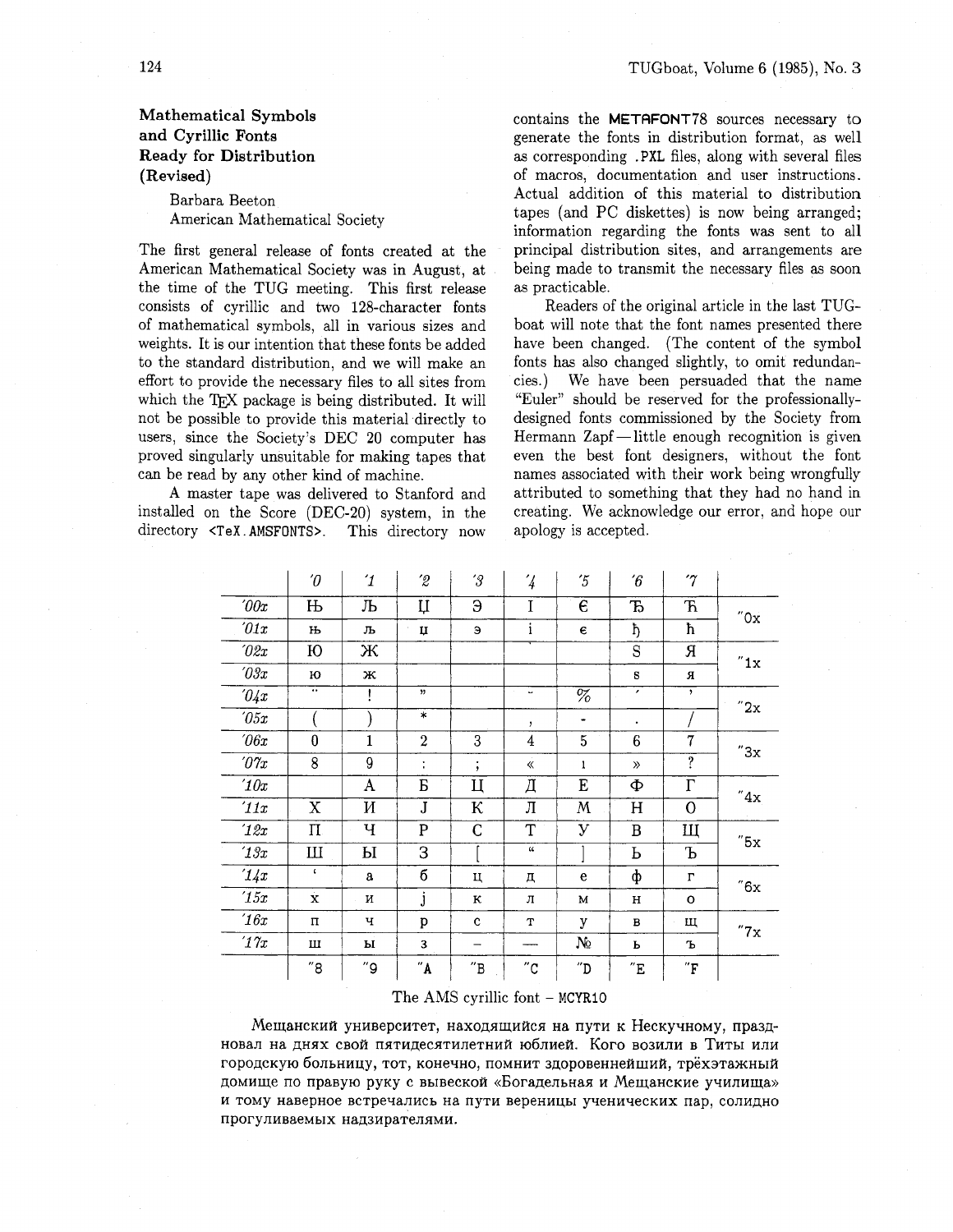## Mathematical Symbols and Cyrillic Fonts Ready for Distribution (Revised)

Barbara Beeton
American Mathematical Society

The first general release of fonts created at the American Mathematical Society was in August, at the time of the TUG meeting. This first release consists of cyrillic and two 128-character fonts of mathematical symbols, all in various sizes and weights. It is our intention that these fonts be added to the standard distribution, and we will make an effort to provide the necessary files to all sites from which the TEX package is being distributed. It will not be possible to provide this material directly to users, since the Society's DEC 20 computer has proved singularly unsuitable for making tapes that can be read by any other kind of machine.

A master tape was delivered to Stanford and installed on the Score (DEC-20) system, in the directory `<TeX.AMSFONTS>`. This directory now contains the METAFONT78 sources necessary to generate the fonts in distribution format, as well as corresponding `.PXL` files, along with several files of macros, documentation and user instructions. Actual addition of this material to distribution tapes (and PC diskettes) is now being arranged; information regarding the fonts was sent to all principal distribution sites, and arrangements are being made to transmit the necessary files as soon as practicable.

Readers of the original article in the last TUGboat will note that the font names presented there have been changed. (The content of the symbol fonts has also changed slightly, to omit redundancies.) We have been persuaded that the name "Euler" should be reserved for the professionally-designed fonts commissioned by the Society from Hermann Zapf—little enough recognition is given even the best font designers, without the font names associated with their work being wrongfully attributed to something that they had no hand in creating. We acknowledge our error, and hope our apology is accepted.

| | '0 | '1 | '2 | '3 | '4 | '5 | '6 | '7 | |
|---|---|---|---|---|---|---|---|---|---|
| '00x | Њ | Љ | Џ | Э | І | Є | Ђ | Ћ | "0x |
| '01x | њ | љ | џ | э | і | є | ђ | ћ | |
| '02x | Ю | Ж | | | | | Ѕ | Я | "1x |
| '03x | ю | ж | | | | | ѕ | я | |
| '04x | ¨ | ! | " | | ˘ | % | ´ | ' | "2x |
| '05x | ( | ) | * | | , | - | . | / | |
| '06x | 0 | 1 | 2 | 3 | 4 | 5 | 6 | 7 | "3x |
| '07x | 8 | 9 | : | ; | « | ı | » | ? | |
| '10x | | А | Б | Ц | Д | Е | Ф | Г | "4x |
| '11x | Х | И | Ј | К | Л | М | Н | О | |
| '12x | П | Ч | Р | С | Т | У | В | Щ | "5x |
| '13x | Ш | Ы | З | [ | " | ] | Ь | Ъ | |
| '14x | ' | а | б | ц | д | е | ф | г | "6x |
| '15x | х | и | ј | к | л | м | н | о | |
| '16x | п | ч | р | с | т | у | в | щ | "7x |
| '17x | ш | ы | з | – | — | № | ь | ъ | |
| | "8 | "9 | "A | "B | "C | "D | "E | "F | |

The AMS cyrillic font – MCYR10

Мещанский университет, находящийся на пути к Нескучному, праздновал на днях свой пятидесятилетний юблией. Кого возили в Титы или городскую больницу, тот, конечно, помнит здоровеннейший, трёхэтажный домище по правую руку с вывеской «Богадельная и Мещанские училища» и тому наверное встречались на пути вереницы ученических пар, солидно прогуливаемых надзирателями.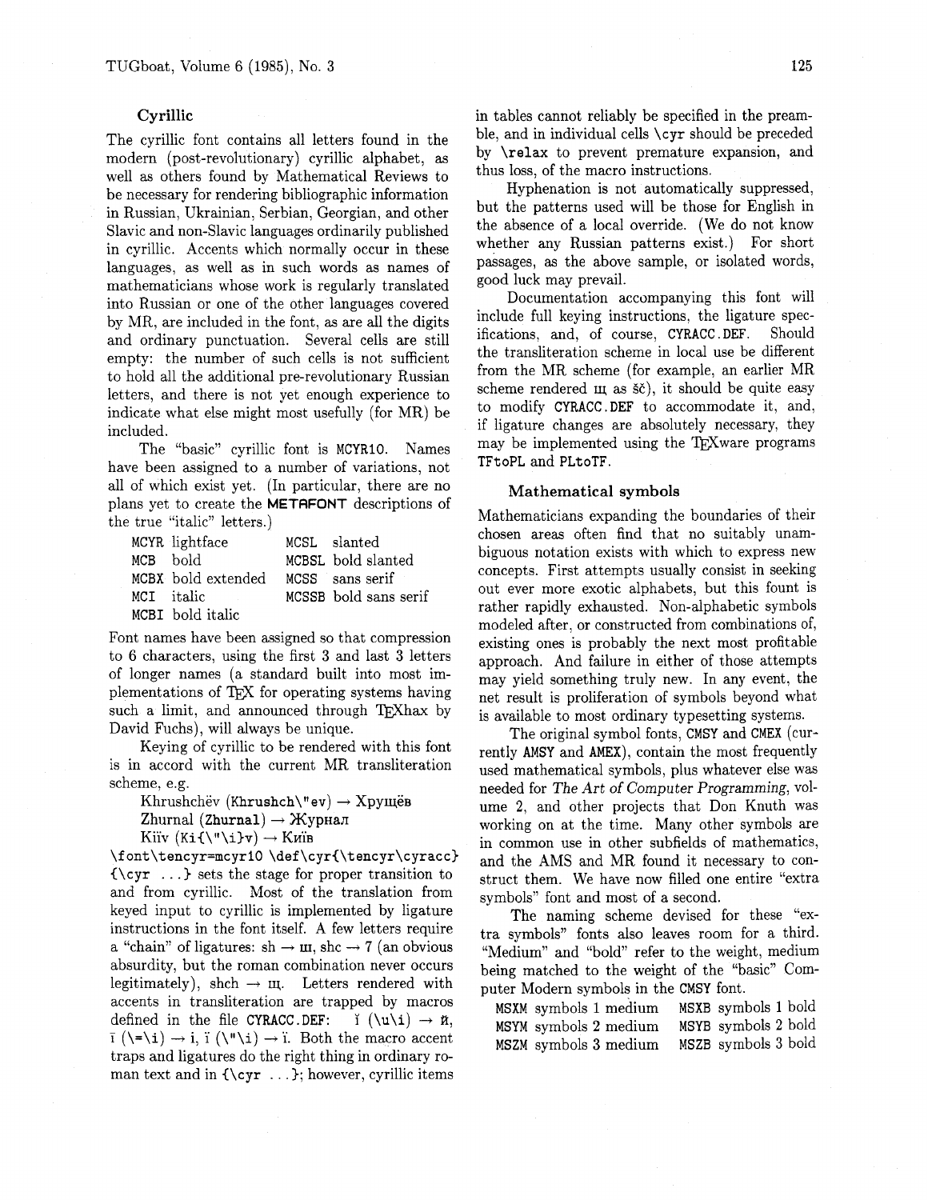### Cyrillic

The cyrillic font contains all letters found in the modern (post-revolutionary) cyrillic alphabet, as well as others found by Mathematical Reviews to be necessary for rendering bibliographic information in Russian, Ukrainian, Serbian, Georgian, and other Slavic and non-Slavic languages ordinarily published in cyrillic. Accents which normally occur in these languages, as well as in such words as names of mathematicians whose work is regularly translated into Russian or one of the other languages covered by MR, are included in the font, as are all the digits and ordinary punctuation. Several cells are still empty: the number of such cells is not sufficient to hold all the additional pre-revolutionary Russian letters, and there is not yet enough experience to indicate what else might most usefully (for MR) be included.

The "basic" cyrillic font is MCYR10. Names have been assigned to a number of variations, not all of which exist yet. (In particular, there are no plans yet to create the **METAFONT** descriptions of the true "italic" letters.)

| | | | |
|---|---|---|---|
| MCYR | lightface | MCSL | slanted |
| MCB | bold | MCBSL | bold slanted |
| MCBX | bold extended | MCSS | sans serif |
| MCI | italic | MCSSB | bold sans serif |
| MCBI | bold italic | | |

Font names have been assigned so that compression to 6 characters, using the first 3 and last 3 letters of longer names (a standard built into most implementations of TEX for operating systems having such a limit, and announced through TEXhax by David Fuchs), will always be unique.

Keying of cyrillic to be rendered with this font is in accord with the current MR transliteration scheme, e.g.

Khrushchëv (`Khrushch\"ev`) → Хрущёв
Zhurnal (`Zhurnal`) → Журнал
Kiïv (`Ki{\"\i}v`) → Киïв

`\font\tencyr=mcyr10 \def\cyr{\tencyr\cyracc}` `{\cyr ...}` sets the stage for proper transition to and from cyrillic. Most of the translation from keyed input to cyrillic is implemented by ligature instructions in the font itself. A few letters require a "chain" of ligatures: sh → ш, shc → 7 (an obvious absurdity, but the roman combination never occurs legitimately), shch → щ. Letters rendered with accents in transliteration are trapped by macros defined in the file CYRACC.DEF: ĭ (`\u\i`) → й, ī (`\=\i`) → i, ï (`\"\i`) → ï. Both the macro accent traps and ligatures do the right thing in ordinary roman text and in `{\cyr ...}`; however, cyrillic items in tables cannot reliably be specified in the preamble, and in individual cells `\cyr` should be preceded by `\relax` to prevent premature expansion, and thus loss, of the macro instructions.

Hyphenation is not automatically suppressed, but the patterns used will be those for English in the absence of a local override. (We do not know whether any Russian patterns exist.) For short passages, as the above sample, or isolated words, good luck may prevail.

Documentation accompanying this font will include full keying instructions, the ligature specifications, and, of course, CYRACC.DEF. Should the transliteration scheme in local use be different from the MR scheme (for example, an earlier MR scheme rendered щ as šč), it should be quite easy to modify CYRACC.DEF to accommodate it, and, if ligature changes are absolutely necessary, they may be implemented using the TEXware programs TFtoPL and PLtoTF.

### Mathematical symbols

Mathematicians expanding the boundaries of their chosen areas often find that no suitably unambiguous notation exists with which to express new concepts. First attempts usually consist in seeking out ever more exotic alphabets, but this fount is rather rapidly exhausted. Non-alphabetic symbols modeled after, or constructed from combinations of, existing ones is probably the next most profitable approach. And failure in either of those attempts may yield something truly new. In any event, the net result is proliferation of symbols beyond what is available to most ordinary typesetting systems.

The original symbol fonts, CMSY and CMEX (currently AMSY and AMEX), contain the most frequently used mathematical symbols, plus whatever else was needed for *The Art of Computer Programming*, volume 2, and other projects that Don Knuth was working on at the time. Many other symbols are in common use in other subfields of mathematics, and the AMS and MR found it necessary to construct them. We have now filled one entire "extra symbols" font and most of a second.

The naming scheme devised for these "extra symbols" fonts also leaves room for a third. "Medium" and "bold" refer to the weight, medium being matched to the weight of the "basic" Computer Modern symbols in the CMSY font.

| | | | |
|---|---|---|---|
| MSXM | symbols 1 medium | MSXB | symbols 1 bold |
| MSYM | symbols 2 medium | MSYB | symbols 2 bold |
| MSZM | symbols 3 medium | MSZB | symbols 3 bold |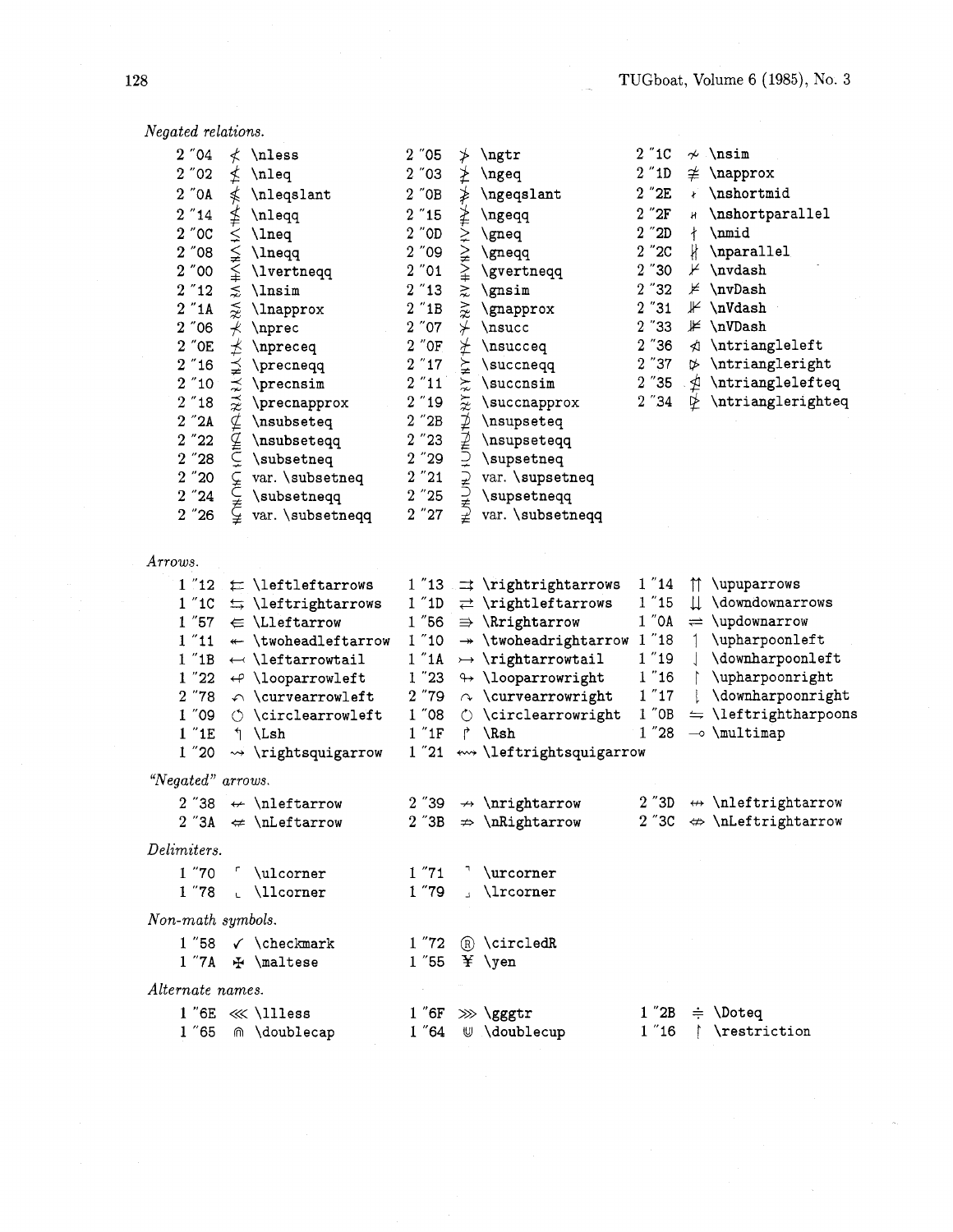*Negated relations.*

| | | | | | | | | |
|---|---|---|---|---|---|---|---|---|
| 2 "04 | $\nless$ | \nless | 2 "05 | $\ngtr$ | \ngtr | 2 "1C | $\nsim$ | \nsim |
| 2 "02 | $\nleq$ | \nleq | 2 "03 | $\ngeq$ | \ngeq | 2 "1D | $\napprox$ | \napprox |
| 2 "0A | $\nleqslant$ | \nleqslant | 2 "0B | $\ngeqslant$ | \ngeqslant | 2 "2E | $\nshortmid$ | \nshortmid |
| 2 "14 | $\nleqq$ | \nleqq | 2 "15 | $\ngeqq$ | \ngeqq | 2 "2F | $\nshortparallel$ | \nshortparallel |
| 2 "0C | $\lneq$ | \lneq | 2 "0D | $\gneq$ | \gneq | 2 "2D | $\nmid$ | \nmid |
| 2 "08 | $\lneqq$ | \lneqq | 2 "09 | $\gneqq$ | \gneqq | 2 "2C | $\nparallel$ | \nparallel |
| 2 "00 | $\lvertneqq$ | \lvertneqq | 2 "01 | $\gvertneqq$ | \gvertneqq | 2 "30 | $\nvdash$ | \nvdash |
| 2 "12 | $\lnsim$ | \lnsim | 2 "13 | $\gnsim$ | \gnsim | 2 "32 | $\nvDash$ | \nvDash |
| 2 "1A | $\lnapprox$ | \lnapprox | 2 "1B | $\gnapprox$ | \gnapprox | 2 "31 | $\nVdash$ | \nVdash |
| 2 "06 | $\nprec$ | \nprec | 2 "07 | $\nsucc$ | \nsucc | 2 "33 | $\nVDash$ | \nVDash |
| 2 "0E | $\npreceq$ | \npreceq | 2 "0F | $\nsucceq$ | \nsucceq | 2 "36 | $\ntriangleleft$ | \ntriangleleft |
| 2 "16 | $\precneqq$ | \precneqq | 2 "17 | $\succneqq$ | \succneqq | 2 "37 | $\ntriangleright$ | \ntriangleright |
| 2 "10 | $\precnsim$ | \precnsim | 2 "11 | $\succnsim$ | \succnsim | 2 "35 | $\ntrianglelefteq$ | \ntrianglelefteq |
| 2 "18 | $\precnapprox$ | \precnapprox | 2 "19 | $\succnapprox$ | \succnapprox | 2 "34 | $\ntrianglerighteq$ | \ntrianglerighteq |
| 2 "2A | $\nsubseteq$ | \nsubseteq | 2 "2B | $\nsupseteq$ | \nsupseteq | | | |
| 2 "22 | $\nsubseteqq$ | \nsubseteqq | 2 "23 | $\nsupseteqq$ | \nsupseteqq | | | |
| 2 "28 | $\subsetneq$ | \subsetneq | 2 "29 | $\supsetneq$ | \supsetneq | | | |
| 2 "20 | $\varsubsetneq$ | var. \subsetneq | 2 "21 | $\varsupsetneq$ | var. \supsetneq | | | |
| 2 "24 | $\subsetneqq$ | \subsetneqq | 2 "25 | $\supsetneqq$ | \supsetneqq | | | |
| 2 "26 | $\varsubsetneqq$ | var. \subsetneqq | 2 "27 | $\varsupsetneqq$ | var. \subsetneqq | | | |

*Arrows.*

| | | | | | | | | |
|---|---|---|---|---|---|---|---|---|
| 1 "12 | $\leftleftarrows$ | \leftleftarrows | 1 "13 | $\rightrightarrows$ | \rightrightarrows | 1 "14 | $\upuparrows$ | \upuparrows |
| 1 "1C | $\leftrightarrows$ | \leftrightarrows | 1 "1D | $\rightleftarrows$ | \rightleftarrows | 1 "15 | $\downdownarrows$ | \downdownarrows |
| 1 "57 | $\Lleftarrow$ | \Lleftarrow | 1 "56 | $\Rrightarrow$ | \Rrightarrow | 1 "0A | | \updownarrow |
| 1 "11 | $\twoheadleftarrow$ | \twoheadleftarrow | 1 "10 | $\twoheadrightarrow$ | \twoheadrightarrow | 1 "18 | $\upharpoonleft$ | \upharpoonleft |
| 1 "1B | $\leftarrowtail$ | \leftarrowtail | 1 "1A | $\rightarrowtail$ | \rightarrowtail | 1 "19 | $\downharpoonleft$ | \downharpoonleft |
| 1 "22 | $\looparrowleft$ | \looparrowleft | 1 "23 | $\looparrowright$ | \looparrowright | 1 "16 | $\upharpoonright$ | \upharpoonright |
| 2 "78 | $\curvearrowleft$ | \curvearrowleft | 2 "79 | $\curvearrowright$ | \curvearrowright | 1 "17 | $\downharpoonright$ | \downharpoonright |
| 1 "09 | $\circlearrowleft$ | \circlearrowleft | 1 "08 | $\circlearrowright$ | \circlearrowright | 1 "0B | $\leftrightharpoons$ | \leftrightharpoons |
| 1 "1E | $\Lsh$ | \Lsh | 1 "1F | $\Rsh$ | \Rsh | 1 "28 | $\multimap$ | \multimap |
| 1 "20 | $\rightsquigarrow$ | \rightsquigarrow | 1 "21 | $\leftrightsquigarrow$ | \leftrightsquigarrow | | | |

*"Negated" arrows.*

| | | | | | | | | |
|---|---|---|---|---|---|---|---|---|
| 2 "38 | $\nleftarrow$ | \nleftarrow | 2 "39 | $\nrightarrow$ | \nrightarrow | 2 "3D | $\nleftrightarrow$ | \nleftrightarrow |
| 2 "3A | $\nLeftarrow$ | \nLeftarrow | 2 "3B | $\nRightarrow$ | \nRightarrow | 2 "3C | $\nLeftrightarrow$ | \nLeftrightarrow |

*Delimiters.*

| | | | | | |
|---|---|---|---|---|---|
| 1 "70 | $\ulcorner$ | \ulcorner | 1 "71 | $\urcorner$ | \urcorner |
| 1 "78 | $\llcorner$ | \llcorner | 1 "79 | $\lrcorner$ | \lrcorner |

*Non-math symbols.*

| | | | | | |
|---|---|---|---|---|---|
| 1 "58 | ✓ | \checkmark | 1 "72 | ® | \circledR |
| 1 "7A | ✠ | \maltese | 1 "55 | ¥ | \yen |

*Alternate names.*

| | | | | | | | | |
|---|---|---|---|---|---|---|---|---|
| 1 "6E | $\lll$ | \llless | 1 "6F | $\ggg$ | \gggtr | 1 "2B | $\doteqdot$ | \Doteq |
| 1 "65 | $\Cap$ | \doublecap | 1 "64 | $\Cup$ | \doublecup | 1 "16 | $\upharpoonright$ | \restriction |